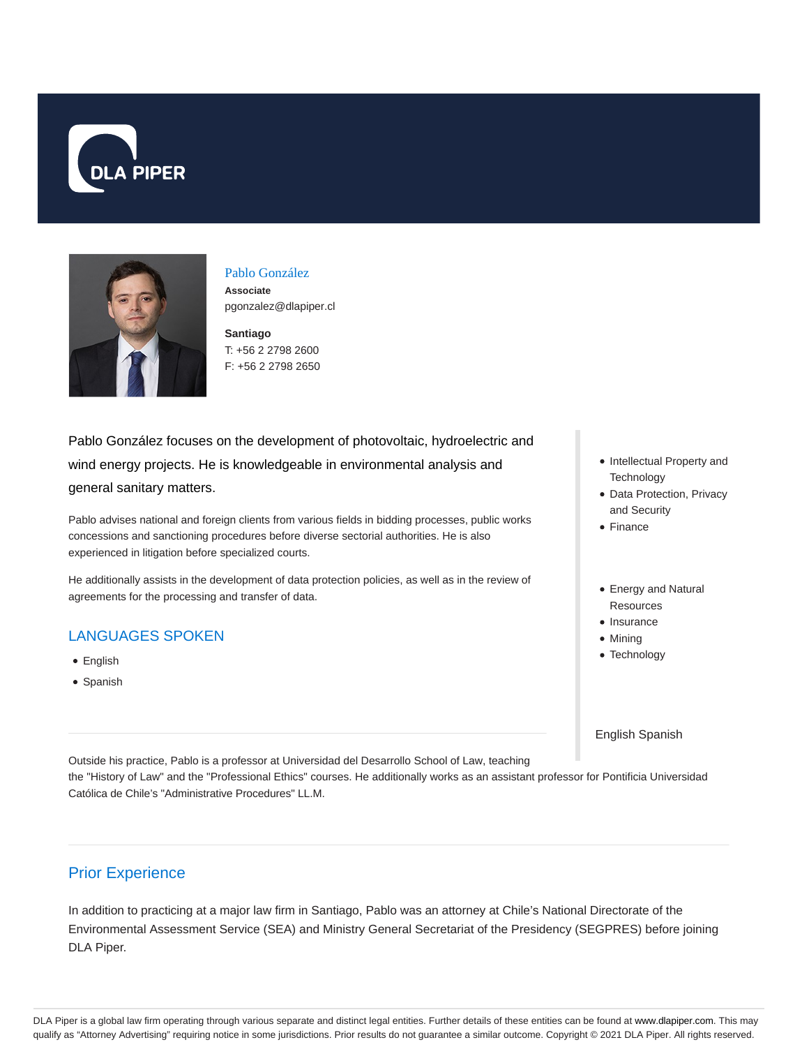# Pablo González

**Associate**

pgonzalez@dlapiper.cl

**Santiago**

T: +56 2 2798 2600

F: +56 2 2798 2650

Pablo González focuses on the development of photovoltaic, hydroelectric and wind energy projects. He is knowledgeable in environmental analysis and general sanitary matters.

Pablo advises national and foreign clients from various fields in bidding processes, public works concessions and sanctioning procedures before diverse sectorial authorities. He is also experienced in litigation before specialized courts.

He additionally assists in the development of data protection policies, as well as in the review of agreements for the processing and transfer of data.

## LANGUAGES SPOKEN

- English
- Spanish

Outside his practice, Pablo is a professor at Universidad del Desarrollo School of Law, teaching the "History of Law" and the "Professional Ethics" courses. He additionally works as an assistant professor for Pontificia Universidad Católica de Chile's "Administrative Procedures" LL.M.

- Intellectual Property and Technology
- Data Protection, Privacy and Security
- Finance

- Energy and Natural Resources
- Insurance
- Mining
- Technology

English Spanish

## Prior Experience

In addition to practicing at a major law firm in Santiago, Pablo was an attorney at Chile's National Directorate of the Environmental Assessment Service (SEA) and Ministry General Secretariat of the Presidency (SEGPRES) before joining DLA Piper.

DLA Piper is a global law firm operating through various separate and distinct legal entities. Further details of these entities can be found at www.dlapiper.com. This may qualify as "Attorney Advertising" requiring notice in some jurisdictions. Prior results do not guarantee a similar outcome. Copyright © 2021 DLA Piper. All rights reserved.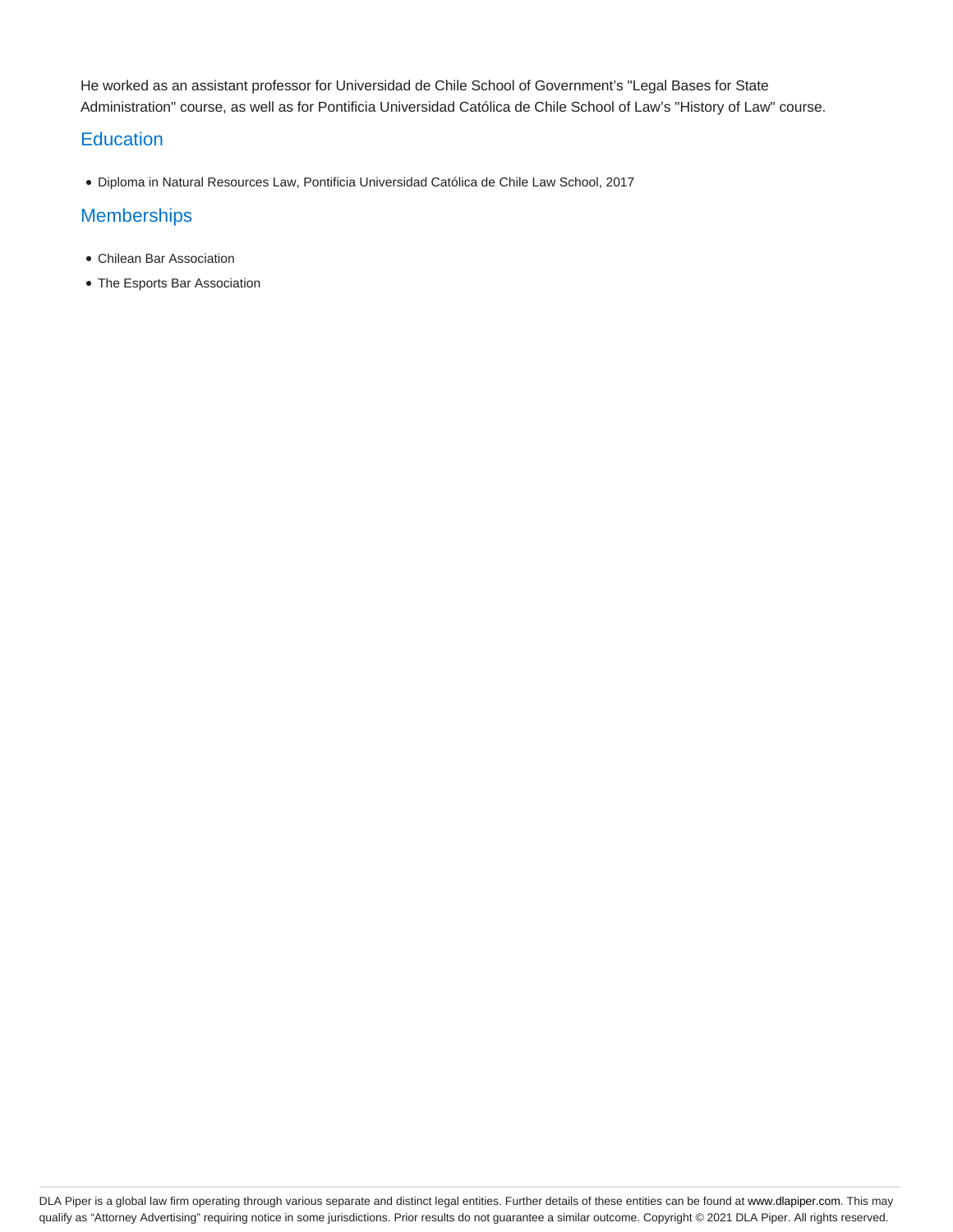He worked as an assistant professor for Universidad de Chile School of Government's "Legal Bases for State Administration" course, as well as for Pontificia Universidad Católica de Chile School of Law's "History of Law" course.

## Education

- Diploma in Natural Resources Law, Pontificia Universidad Católica de Chile Law School, 2017

## Memberships

- Chilean Bar Association
- The Esports Bar Association